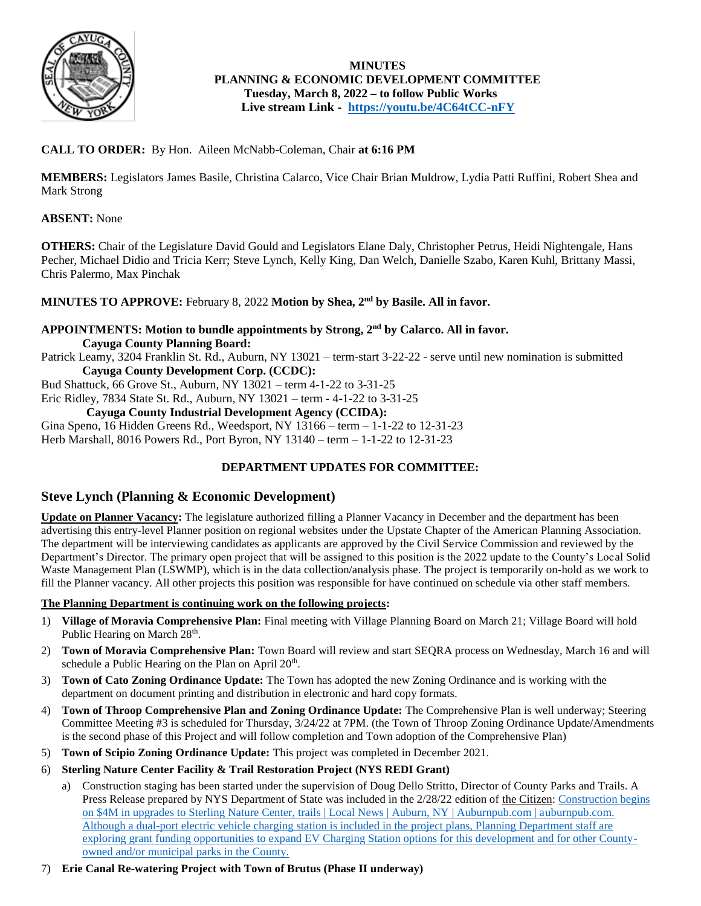# MINUTES
## PLANNING & ECONOMIC DEVELOPMENT COMMITTEE
**Tuesday, March 8, 2022 – to follow Public Works**
**Live stream Link - https://youtu.be/4C64tCC-nFY**

**CALL TO ORDER:** By Hon. Aileen McNabb-Coleman, Chair **at 6:16 PM**

**MEMBERS:** Legislators James Basile, Christina Calarco, Vice Chair Brian Muldrow, Lydia Patti Ruffini, Robert Shea and Mark Strong

**ABSENT:** None

**OTHERS:** Chair of the Legislature David Gould and Legislators Elane Daly, Christopher Petrus, Heidi Nightengale, Hans Pecher, Michael Didio and Tricia Kerr; Steve Lynch, Kelly King, Dan Welch, Danielle Szabo, Karen Kuhl, Brittany Massi, Chris Palermo, Max Pinchak

**MINUTES TO APPROVE:** February 8, 2022 **Motion by Shea, 2nd by Basile. All in favor.**

**APPOINTMENTS: Motion to bundle appointments by Strong, 2nd by Calarco. All in favor.**

**Cayuga County Planning Board:**
Patrick Leamy, 3204 Franklin St. Rd., Auburn, NY 13021 – term-start 3-22-22 - serve until new nomination is submitted

**Cayuga County Development Corp. (CCDC):**
Bud Shattuck, 66 Grove St., Auburn, NY 13021 – term 4-1-22 to 3-31-25
Eric Ridley, 7834 State St. Rd., Auburn, NY 13021 – term - 4-1-22 to 3-31-25

**Cayuga County Industrial Development Agency (CCIDA):**
Gina Speno, 16 Hidden Greens Rd., Weedsport, NY 13166 – term – 1-1-22 to 12-31-23
Herb Marshall, 8016 Powers Rd., Port Byron, NY 13140 – term – 1-1-22 to 12-31-23

## DEPARTMENT UPDATES FOR COMMITTEE:

## Steve Lynch (Planning & Economic Development)

**Update on Planner Vacancy:** The legislature authorized filling a Planner Vacancy in December and the department has been advertising this entry-level Planner position on regional websites under the Upstate Chapter of the American Planning Association. The department will be interviewing candidates as applicants are approved by the Civil Service Commission and reviewed by the Department's Director. The primary open project that will be assigned to this position is the 2022 update to the County's Local Solid Waste Management Plan (LSWMP), which is in the data collection/analysis phase. The project is temporarily on-hold as we work to fill the Planner vacancy. All other projects this position was responsible for have continued on schedule via other staff members.

**The Planning Department is continuing work on the following projects:**

1) **Village of Moravia Comprehensive Plan:** Final meeting with Village Planning Board on March 21; Village Board will hold Public Hearing on March 28th.
2) **Town of Moravia Comprehensive Plan:** Town Board will review and start SEQRA process on Wednesday, March 16 and will schedule a Public Hearing on the Plan on April 20th.
3) **Town of Cato Zoning Ordinance Update:** The Town has adopted the new Zoning Ordinance and is working with the department on document printing and distribution in electronic and hard copy formats.
4) **Town of Throop Comprehensive Plan and Zoning Ordinance Update:** The Comprehensive Plan is well underway; Steering Committee Meeting #3 is scheduled for Thursday, 3/24/22 at 7PM. (the Town of Throop Zoning Ordinance Update/Amendments is the second phase of this Project and will follow completion and Town adoption of the Comprehensive Plan)
5) **Town of Scipio Zoning Ordinance Update:** This project was completed in December 2021.
6) **Sterling Nature Center Facility & Trail Restoration Project (NYS REDI Grant)**
   a) Construction staging has been started under the supervision of Doug Dello Stritto, Director of County Parks and Trails. A Press Release prepared by NYS Department of State was included in the 2/28/22 edition of the Citizen: Construction begins on $4M in upgrades to Sterling Nature Center, trails | Local News | Auburn, NY | Auburnpub.com | auburnpub.com. Although a dual-port electric vehicle charging station is included in the project plans, Planning Department staff are exploring grant funding opportunities to expand EV Charging Station options for this development and for other County-owned and/or municipal parks in the County.
7) **Erie Canal Re-watering Project with Town of Brutus (Phase II underway)**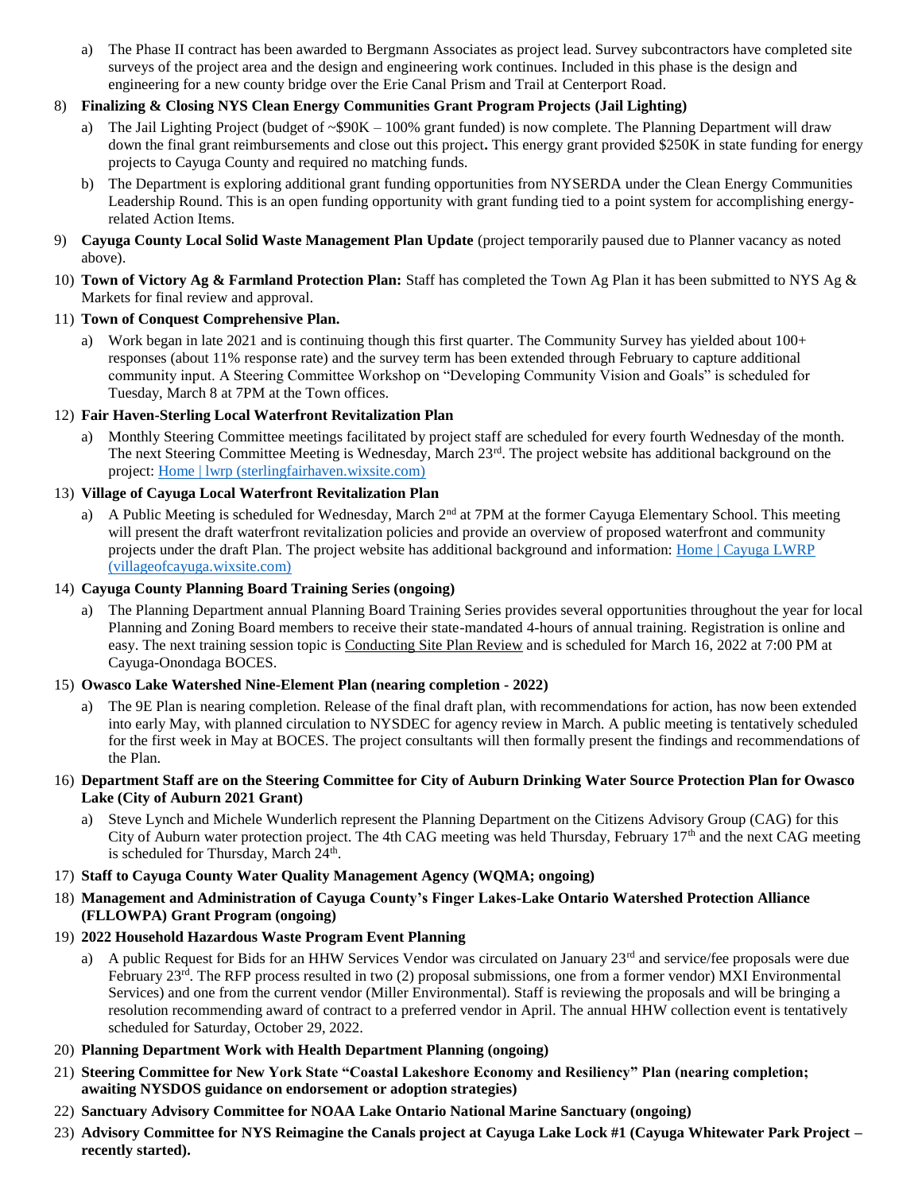a) The Phase II contract has been awarded to Bergmann Associates as project lead. Survey subcontractors have completed site surveys of the project area and the design and engineering work continues. Included in this phase is the design and engineering for a new county bridge over the Erie Canal Prism and Trail at Centerport Road.

8) **Finalizing & Closing NYS Clean Energy Communities Grant Program Projects (Jail Lighting)**
   a) The Jail Lighting Project (budget of ~$90K – 100% grant funded) is now complete. The Planning Department will draw down the final grant reimbursements and close out this project**.** This energy grant provided $250K in state funding for energy projects to Cayuga County and required no matching funds.
   b) The Department is exploring additional grant funding opportunities from NYSERDA under the Clean Energy Communities Leadership Round. This is an open funding opportunity with grant funding tied to a point system for accomplishing energy-related Action Items.

9) **Cayuga County Local Solid Waste Management Plan Update** (project temporarily paused due to Planner vacancy as noted above).

10) **Town of Victory Ag & Farmland Protection Plan:** Staff has completed the Town Ag Plan it has been submitted to NYS Ag & Markets for final review and approval.

11) **Town of Conquest Comprehensive Plan.**
    a) Work began in late 2021 and is continuing though this first quarter. The Community Survey has yielded about 100+ responses (about 11% response rate) and the survey term has been extended through February to capture additional community input. A Steering Committee Workshop on "Developing Community Vision and Goals" is scheduled for Tuesday, March 8 at 7PM at the Town offices.

12) **Fair Haven-Sterling Local Waterfront Revitalization Plan**
    a) Monthly Steering Committee meetings facilitated by project staff are scheduled for every fourth Wednesday of the month. The next Steering Committee Meeting is Wednesday, March 23rd. The project website has additional background on the project: Home | lwrp (sterlingfairhaven.wixsite.com)

13) **Village of Cayuga Local Waterfront Revitalization Plan**
    a) A Public Meeting is scheduled for Wednesday, March 2nd at 7PM at the former Cayuga Elementary School. This meeting will present the draft waterfront revitalization policies and provide an overview of proposed waterfront and community projects under the draft Plan. The project website has additional background and information: Home | Cayuga LWRP (villageofcayuga.wixsite.com)

14) **Cayuga County Planning Board Training Series (ongoing)**
    a) The Planning Department annual Planning Board Training Series provides several opportunities throughout the year for local Planning and Zoning Board members to receive their state-mandated 4-hours of annual training. Registration is online and easy. The next training session topic is Conducting Site Plan Review and is scheduled for March 16, 2022 at 7:00 PM at Cayuga-Onondaga BOCES.

15) **Owasco Lake Watershed Nine-Element Plan (nearing completion - 2022)**
    a) The 9E Plan is nearing completion. Release of the final draft plan, with recommendations for action, has now been extended into early May, with planned circulation to NYSDEC for agency review in March. A public meeting is tentatively scheduled for the first week in May at BOCES. The project consultants will then formally present the findings and recommendations of the Plan.

16) **Department Staff are on the Steering Committee for City of Auburn Drinking Water Source Protection Plan for Owasco Lake (City of Auburn 2021 Grant)**
    a) Steve Lynch and Michele Wunderlich represent the Planning Department on the Citizens Advisory Group (CAG) for this City of Auburn water protection project. The 4th CAG meeting was held Thursday, February 17th and the next CAG meeting is scheduled for Thursday, March 24th.

17) **Staff to Cayuga County Water Quality Management Agency (WQMA; ongoing)**

18) **Management and Administration of Cayuga County's Finger Lakes-Lake Ontario Watershed Protection Alliance (FLLOWPA) Grant Program (ongoing)**

19) **2022 Household Hazardous Waste Program Event Planning**
    a) A public Request for Bids for an HHW Services Vendor was circulated on January 23rd and service/fee proposals were due February 23rd. The RFP process resulted in two (2) proposal submissions, one from a former vendor) MXI Environmental Services) and one from the current vendor (Miller Environmental). Staff is reviewing the proposals and will be bringing a resolution recommending award of contract to a preferred vendor in April. The annual HHW collection event is tentatively scheduled for Saturday, October 29, 2022.

20) **Planning Department Work with Health Department Planning (ongoing)**

21) **Steering Committee for New York State "Coastal Lakeshore Economy and Resiliency" Plan (nearing completion; awaiting NYSDOS guidance on endorsement or adoption strategies)**

22) **Sanctuary Advisory Committee for NOAA Lake Ontario National Marine Sanctuary (ongoing)**

23) **Advisory Committee for NYS Reimagine the Canals project at Cayuga Lake Lock #1 (Cayuga Whitewater Park Project – recently started).**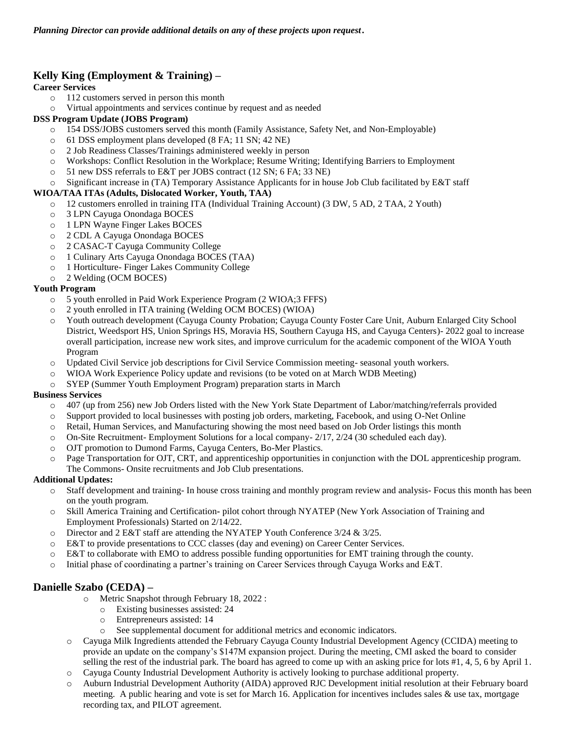***Planning Director can provide additional details on any of these projects upon request.***

## Kelly King (Employment & Training) –

**Career Services**

- 112 customers served in person this month
- Virtual appointments and services continue by request and as needed

**DSS Program Update (JOBS Program)**

- 154 DSS/JOBS customers served this month (Family Assistance, Safety Net, and Non-Employable)
- 61 DSS employment plans developed (8 FA; 11 SN; 42 NE)
- 2 Job Readiness Classes/Trainings administered weekly in person
- Workshops: Conflict Resolution in the Workplace; Resume Writing; Identifying Barriers to Employment
- 51 new DSS referrals to E&T per JOBS contract (12 SN; 6 FA; 33 NE)
- Significant increase in (TA) Temporary Assistance Applicants for in house Job Club facilitated by E&T staff

**WIOA/TAA ITAs (Adults, Dislocated Worker, Youth, TAA)**

- 12 customers enrolled in training ITA (Individual Training Account) (3 DW, 5 AD, 2 TAA, 2 Youth)
- 3 LPN Cayuga Onondaga BOCES
- 1 LPN Wayne Finger Lakes BOCES
- 2 CDL A Cayuga Onondaga BOCES
- 2 CASAC-T Cayuga Community College
- 1 Culinary Arts Cayuga Onondaga BOCES (TAA)
- 1 Horticulture- Finger Lakes Community College
- 2 Welding (OCM BOCES)

**Youth Program**

- 5 youth enrolled in Paid Work Experience Program (2 WIOA;3 FFFS)
- 2 youth enrolled in ITA training (Welding OCM BOCES) (WIOA)
- Youth outreach development (Cayuga County Probation; Cayuga County Foster Care Unit, Auburn Enlarged City School District, Weedsport HS, Union Springs HS, Moravia HS, Southern Cayuga HS, and Cayuga Centers)- 2022 goal to increase overall participation, increase new work sites, and improve curriculum for the academic component of the WIOA Youth Program
- Updated Civil Service job descriptions for Civil Service Commission meeting- seasonal youth workers.
- WIOA Work Experience Policy update and revisions (to be voted on at March WDB Meeting)
- SYEP (Summer Youth Employment Program) preparation starts in March

**Business Services**

- 407 (up from 256) new Job Orders listed with the New York State Department of Labor/matching/referrals provided
- Support provided to local businesses with posting job orders, marketing, Facebook, and using O-Net Online
- Retail, Human Services, and Manufacturing showing the most need based on Job Order listings this month
- On-Site Recruitment- Employment Solutions for a local company- 2/17, 2/24 (30 scheduled each day).
- OJT promotion to Dumond Farms, Cayuga Centers, Bo-Mer Plastics.
- Page Transportation for OJT, CRT, and apprenticeship opportunities in conjunction with the DOL apprenticeship program. The Commons- Onsite recruitments and Job Club presentations.

**Additional Updates:**

- Staff development and training- In house cross training and monthly program review and analysis- Focus this month has been on the youth program.
- Skill America Training and Certification- pilot cohort through NYATEP (New York Association of Training and Employment Professionals) Started on 2/14/22.
- Director and 2 E&T staff are attending the NYATEP Youth Conference 3/24 & 3/25.
- E&T to provide presentations to CCC classes (day and evening) on Career Center Services.
- E&T to collaborate with EMO to address possible funding opportunities for EMT training through the county.
- Initial phase of coordinating a partner's training on Career Services through Cayuga Works and E&T.

## Danielle Szabo (CEDA) –

- Metric Snapshot through February 18, 2022 :
  - Existing businesses assisted: 24
  - Entrepreneurs assisted: 14
  - See supplemental document for additional metrics and economic indicators.
- Cayuga Milk Ingredients attended the February Cayuga County Industrial Development Agency (CCIDA) meeting to provide an update on the company's $147M expansion project. During the meeting, CMI asked the board to consider selling the rest of the industrial park. The board has agreed to come up with an asking price for lots #1, 4, 5, 6 by April 1.
- Cayuga County Industrial Development Authority is actively looking to purchase additional property.
- Auburn Industrial Development Authority (AIDA) approved RJC Development initial resolution at their February board meeting. A public hearing and vote is set for March 16. Application for incentives includes sales & use tax, mortgage recording tax, and PILOT agreement.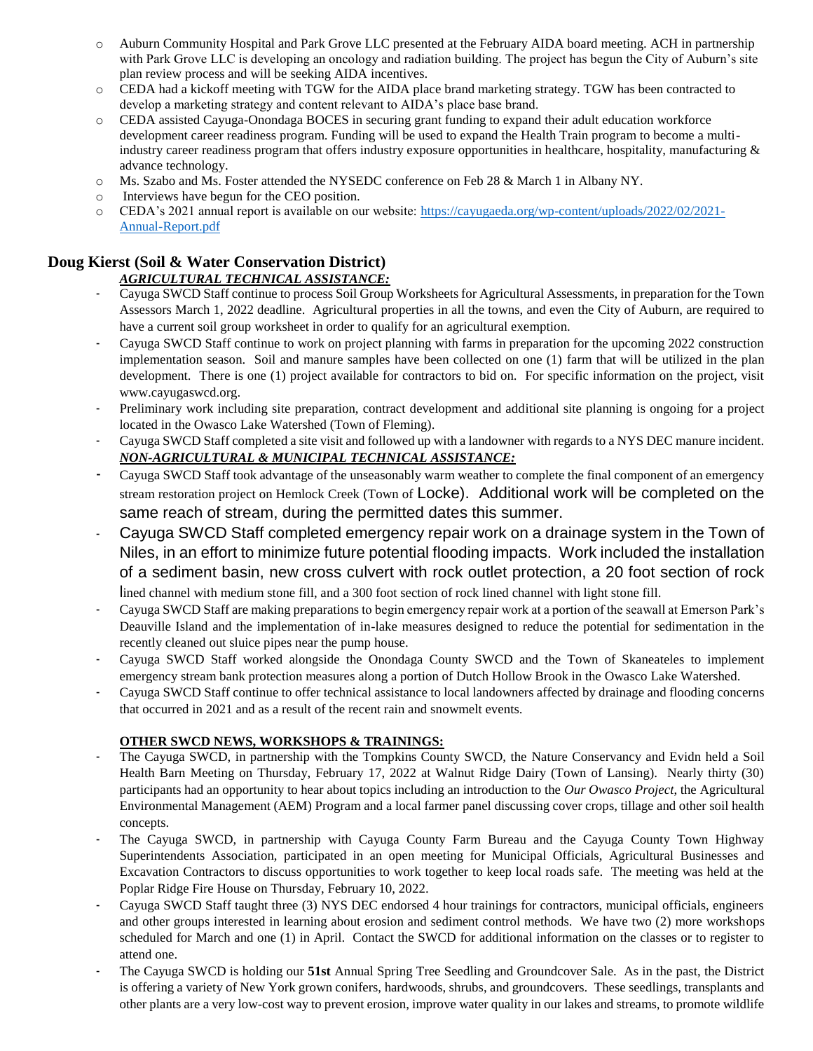- Auburn Community Hospital and Park Grove LLC presented at the February AIDA board meeting. ACH in partnership with Park Grove LLC is developing an oncology and radiation building. The project has begun the City of Auburn's site plan review process and will be seeking AIDA incentives.
- CEDA had a kickoff meeting with TGW for the AIDA place brand marketing strategy. TGW has been contracted to develop a marketing strategy and content relevant to AIDA's place base brand.
- CEDA assisted Cayuga-Onondaga BOCES in securing grant funding to expand their adult education workforce development career readiness program. Funding will be used to expand the Health Train program to become a multi-industry career readiness program that offers industry exposure opportunities in healthcare, hospitality, manufacturing & advance technology.
- Ms. Szabo and Ms. Foster attended the NYSEDC conference on Feb 28 & March 1 in Albany NY.
- Interviews have begun for the CEO position.
- CEDA's 2021 annual report is available on our website: https://cayugaeda.org/wp-content/uploads/2022/02/2021-Annual-Report.pdf

## Doug Kierst (Soil & Water Conservation District)

***AGRICULTURAL TECHNICAL ASSISTANCE:***

- Cayuga SWCD Staff continue to process Soil Group Worksheets for Agricultural Assessments, in preparation for the Town Assessors March 1, 2022 deadline. Agricultural properties in all the towns, and even the City of Auburn, are required to have a current soil group worksheet in order to qualify for an agricultural exemption.
- Cayuga SWCD Staff continue to work on project planning with farms in preparation for the upcoming 2022 construction implementation season. Soil and manure samples have been collected on one (1) farm that will be utilized in the plan development. There is one (1) project available for contractors to bid on. For specific information on the project, visit www.cayugaswcd.org.
- Preliminary work including site preparation, contract development and additional site planning is ongoing for a project located in the Owasco Lake Watershed (Town of Fleming).
- Cayuga SWCD Staff completed a site visit and followed up with a landowner with regards to a NYS DEC manure incident.

***NON-AGRICULTURAL & MUNICIPAL TECHNICAL ASSISTANCE:***

- Cayuga SWCD Staff took advantage of the unseasonably warm weather to complete the final component of an emergency stream restoration project on Hemlock Creek (Town of Locke). Additional work will be completed on the same reach of stream, during the permitted dates this summer.
- Cayuga SWCD Staff completed emergency repair work on a drainage system in the Town of Niles, in an effort to minimize future potential flooding impacts. Work included the installation of a sediment basin, new cross culvert with rock outlet protection, a 20 foot section of rock lined channel with medium stone fill, and a 300 foot section of rock lined channel with light stone fill.
- Cayuga SWCD Staff are making preparations to begin emergency repair work at a portion of the seawall at Emerson Park's Deauville Island and the implementation of in-lake measures designed to reduce the potential for sedimentation in the recently cleaned out sluice pipes near the pump house.
- Cayuga SWCD Staff worked alongside the Onondaga County SWCD and the Town of Skaneateles to implement emergency stream bank protection measures along a portion of Dutch Hollow Brook in the Owasco Lake Watershed.
- Cayuga SWCD Staff continue to offer technical assistance to local landowners affected by drainage and flooding concerns that occurred in 2021 and as a result of the recent rain and snowmelt events.

**OTHER SWCD NEWS, WORKSHOPS & TRAININGS:**

- The Cayuga SWCD, in partnership with the Tompkins County SWCD, the Nature Conservancy and Evidn held a Soil Health Barn Meeting on Thursday, February 17, 2022 at Walnut Ridge Dairy (Town of Lansing). Nearly thirty (30) participants had an opportunity to hear about topics including an introduction to the *Our Owasco Project*, the Agricultural Environmental Management (AEM) Program and a local farmer panel discussing cover crops, tillage and other soil health concepts.
- The Cayuga SWCD, in partnership with Cayuga County Farm Bureau and the Cayuga County Town Highway Superintendents Association, participated in an open meeting for Municipal Officials, Agricultural Businesses and Excavation Contractors to discuss opportunities to work together to keep local roads safe. The meeting was held at the Poplar Ridge Fire House on Thursday, February 10, 2022.
- Cayuga SWCD Staff taught three (3) NYS DEC endorsed 4 hour trainings for contractors, municipal officials, engineers and other groups interested in learning about erosion and sediment control methods. We have two (2) more workshops scheduled for March and one (1) in April. Contact the SWCD for additional information on the classes or to register to attend one.
- The Cayuga SWCD is holding our **51st** Annual Spring Tree Seedling and Groundcover Sale. As in the past, the District is offering a variety of New York grown conifers, hardwoods, shrubs, and groundcovers. These seedlings, transplants and other plants are a very low-cost way to prevent erosion, improve water quality in our lakes and streams, to promote wildlife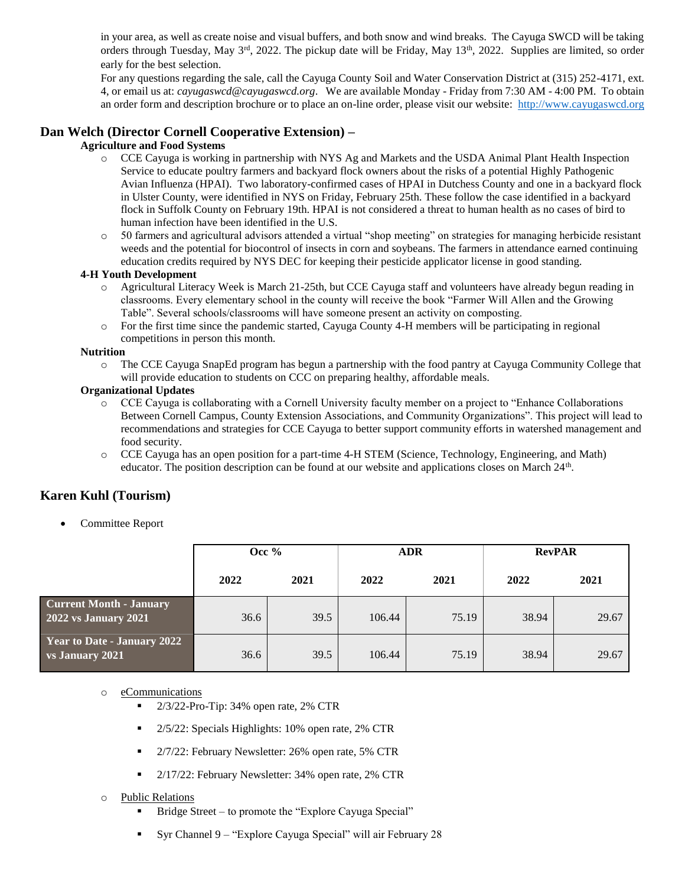in your area, as well as create noise and visual buffers, and both snow and wind breaks. The Cayuga SWCD will be taking orders through Tuesday, May 3rd, 2022. The pickup date will be Friday, May 13th, 2022. Supplies are limited, so order early for the best selection.

For any questions regarding the sale, call the Cayuga County Soil and Water Conservation District at (315) 252-4171, ext. 4, or email us at: *cayugaswcd@cayugaswcd.org*. We are available Monday - Friday from 7:30 AM - 4:00 PM. To obtain an order form and description brochure or to place an on-line order, please visit our website: http://www.cayugaswcd.org

## Dan Welch (Director Cornell Cooperative Extension) –

**Agriculture and Food Systems**

- CCE Cayuga is working in partnership with NYS Ag and Markets and the USDA Animal Plant Health Inspection Service to educate poultry farmers and backyard flock owners about the risks of a potential Highly Pathogenic Avian Influenza (HPAI). Two laboratory-confirmed cases of HPAI in Dutchess County and one in a backyard flock in Ulster County, were identified in NYS on Friday, February 25th. These follow the case identified in a backyard flock in Suffolk County on February 19th. HPAI is not considered a threat to human health as no cases of bird to human infection have been identified in the U.S.
- 50 farmers and agricultural advisors attended a virtual "shop meeting" on strategies for managing herbicide resistant weeds and the potential for biocontrol of insects in corn and soybeans. The farmers in attendance earned continuing education credits required by NYS DEC for keeping their pesticide applicator license in good standing.

**4-H Youth Development**

- Agricultural Literacy Week is March 21-25th, but CCE Cayuga staff and volunteers have already begun reading in classrooms. Every elementary school in the county will receive the book "Farmer Will Allen and the Growing Table". Several schools/classrooms will have someone present an activity on composting.
- For the first time since the pandemic started, Cayuga County 4-H members will be participating in regional competitions in person this month.

**Nutrition**

- The CCE Cayuga SnapEd program has begun a partnership with the food pantry at Cayuga Community College that will provide education to students on CCC on preparing healthy, affordable meals.

**Organizational Updates**

- CCE Cayuga is collaborating with a Cornell University faculty member on a project to "Enhance Collaborations Between Cornell Campus, County Extension Associations, and Community Organizations". This project will lead to recommendations and strategies for CCE Cayuga to better support community efforts in watershed management and food security.
- CCE Cayuga has an open position for a part-time 4-H STEM (Science, Technology, Engineering, and Math) educator. The position description can be found at our website and applications closes on March 24th.

## Karen Kuhl (Tourism)

- Committee Report

| | Occ % | | ADR | | RevPAR | |
|---|---|---|---|---|---|---|
| | 2022 | 2021 | 2022 | 2021 | 2022 | 2021 |
| **Current Month - January 2022 vs January 2021** | 36.6 | 39.5 | 106.44 | 75.19 | 38.94 | 29.67 |
| **Year to Date - January 2022 vs January 2021** | 36.6 | 39.5 | 106.44 | 75.19 | 38.94 | 29.67 |

- eCommunications
  - 2/3/22-Pro-Tip: 34% open rate, 2% CTR
  - 2/5/22: Specials Highlights: 10% open rate, 2% CTR
  - 2/7/22: February Newsletter: 26% open rate, 5% CTR
  - 2/17/22: February Newsletter: 34% open rate, 2% CTR
- Public Relations
  - Bridge Street – to promote the "Explore Cayuga Special"
  - Syr Channel 9 – "Explore Cayuga Special" will air February 28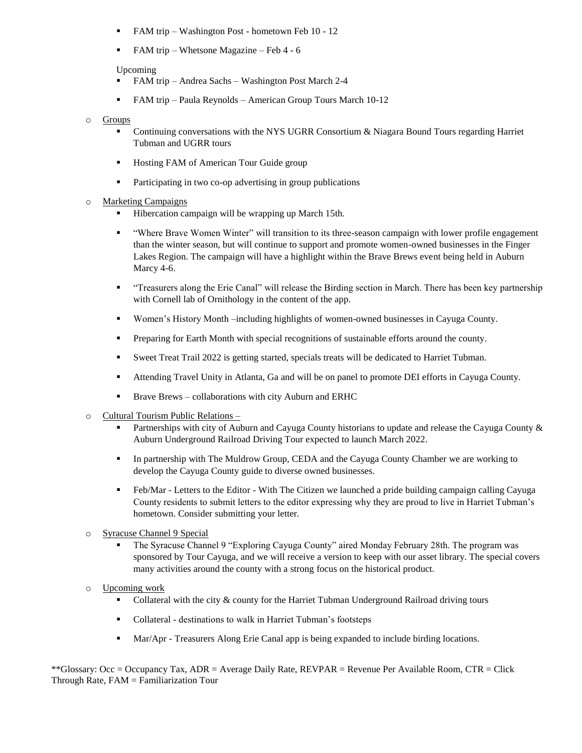- FAM trip – Washington Post - hometown Feb 10 - 12
- FAM trip – Whetsone Magazine – Feb 4 - 6

Upcoming

- FAM trip – Andrea Sachs – Washington Post March 2-4
- FAM trip – Paula Reynolds – American Group Tours March 10-12

- Groups
  - Continuing conversations with the NYS UGRR Consortium & Niagara Bound Tours regarding Harriet Tubman and UGRR tours
  - Hosting FAM of American Tour Guide group
  - Participating in two co-op advertising in group publications
- Marketing Campaigns
  - Hibercation campaign will be wrapping up March 15th.
  - "Where Brave Women Winter" will transition to its three-season campaign with lower profile engagement than the winter season, but will continue to support and promote women-owned businesses in the Finger Lakes Region. The campaign will have a highlight within the Brave Brews event being held in Auburn Marcy 4-6.
  - "Treasurers along the Erie Canal" will release the Birding section in March. There has been key partnership with Cornell lab of Ornithology in the content of the app.
  - Women's History Month –including highlights of women-owned businesses in Cayuga County.
  - Preparing for Earth Month with special recognitions of sustainable efforts around the county.
  - Sweet Treat Trail 2022 is getting started, specials treats will be dedicated to Harriet Tubman.
  - Attending Travel Unity in Atlanta, Ga and will be on panel to promote DEI efforts in Cayuga County.
  - Brave Brews – collaborations with city Auburn and ERHC
- Cultural Tourism Public Relations –
  - Partnerships with city of Auburn and Cayuga County historians to update and release the Cayuga County & Auburn Underground Railroad Driving Tour expected to launch March 2022.
  - In partnership with The Muldrow Group, CEDA and the Cayuga County Chamber we are working to develop the Cayuga County guide to diverse owned businesses.
  - Feb/Mar - Letters to the Editor - With The Citizen we launched a pride building campaign calling Cayuga County residents to submit letters to the editor expressing why they are proud to live in Harriet Tubman's hometown. Consider submitting your letter.
- Syracuse Channel 9 Special
  - The Syracuse Channel 9 "Exploring Cayuga County" aired Monday February 28th. The program was sponsored by Tour Cayuga, and we will receive a version to keep with our asset library. The special covers many activities around the county with a strong focus on the historical product.
- Upcoming work
  - Collateral with the city & county for the Harriet Tubman Underground Railroad driving tours
  - Collateral - destinations to walk in Harriet Tubman's footsteps
  - Mar/Apr - Treasurers Along Erie Canal app is being expanded to include birding locations.

**Glossary: Occ = Occupancy Tax, ADR = Average Daily Rate, REVPAR = Revenue Per Available Room, CTR = Click Through Rate, FAM = Familiarization Tour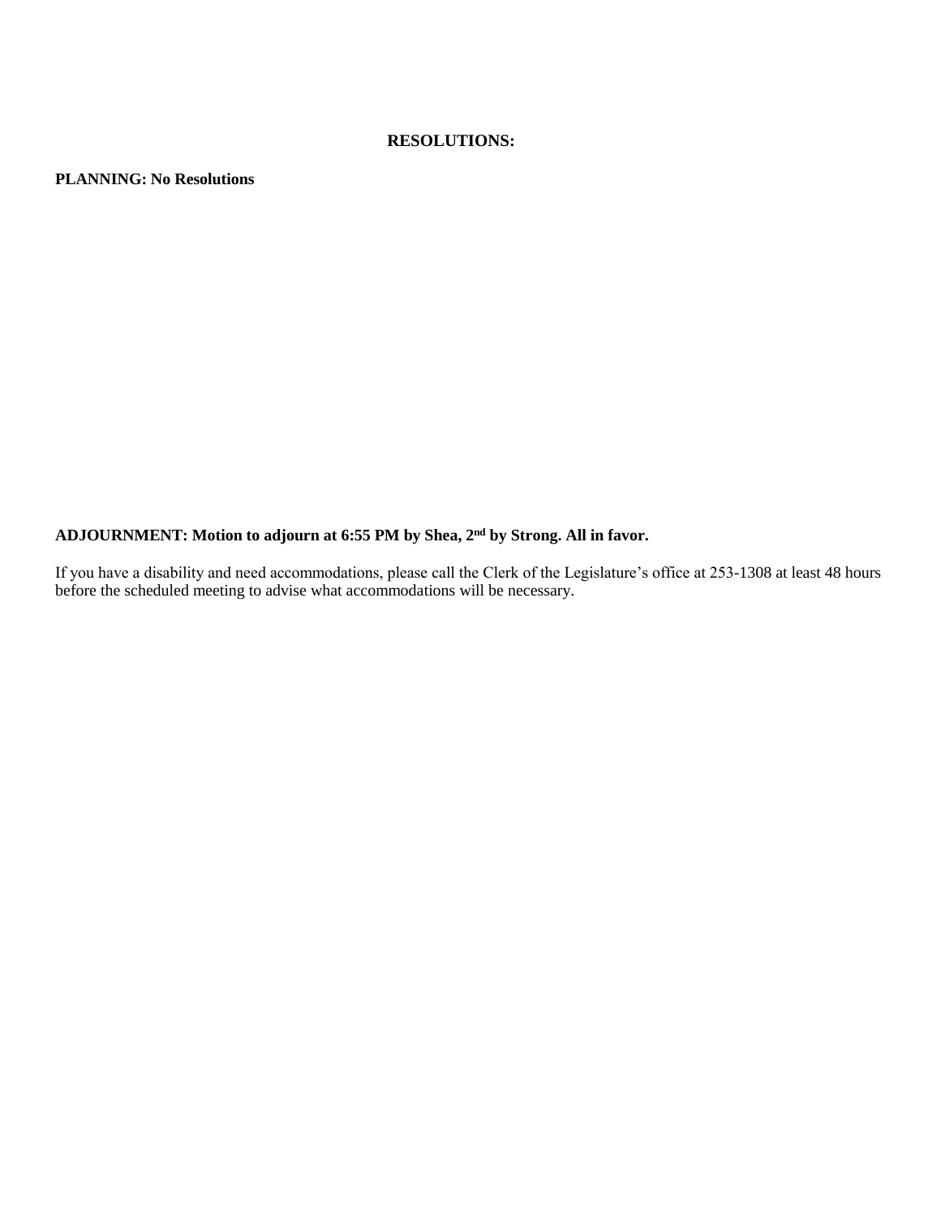## RESOLUTIONS:

**PLANNING: No Resolutions**

**ADJOURNMENT: Motion to adjourn at 6:55 PM by Shea, 2nd by Strong. All in favor.**

If you have a disability and need accommodations, please call the Clerk of the Legislature's office at 253-1308 at least 48 hours before the scheduled meeting to advise what accommodations will be necessary.